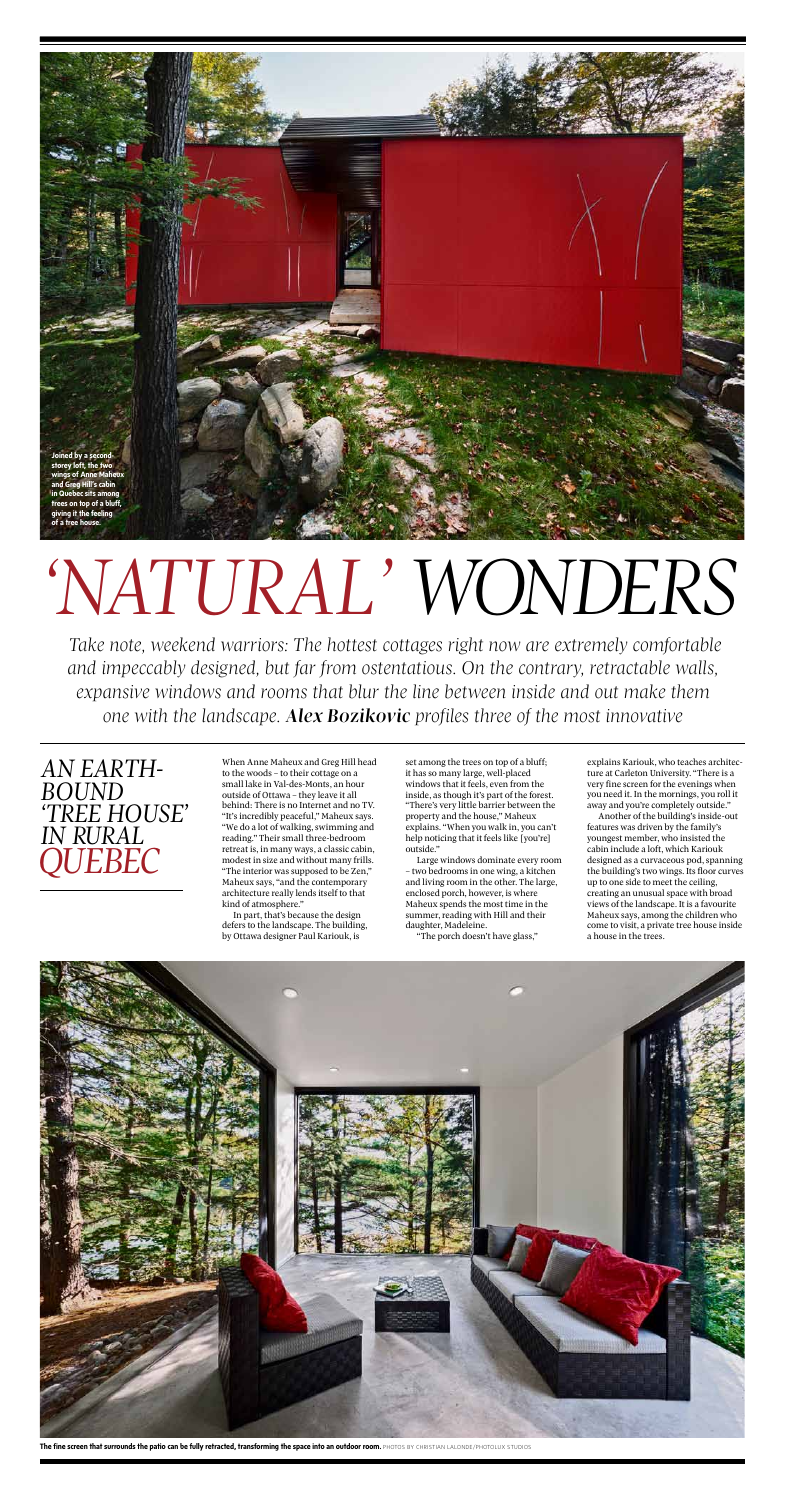Joined by a second-storey loft, the two wings of Anne Maheux and Greg Hill's cabin in Quebec sits among trees on top of a bluff, giving it the feeling of a tree house.

# 'NATURAL' WONDERS

*Take note, weekend warriors: The hottest cottages right now are extremely comfortable and impeccably designed, but far from ostentatious. On the contrary, retractable walls, expansive windows and rooms that blur the line between inside and out make them one with the landscape.* ***Alex Bozikovic*** *profiles three of the most innovative*

## *AN EARTH-BOUND 'TREE HOUSE' IN RURAL QUEBEC*

When Anne Maheux and Greg Hill head to the woods – to their cottage on a small lake in Val-des-Monts, an hour outside of Ottawa – they leave it all behind: There is no Internet and no TV. "It's incredibly peaceful," Maheux says. "We do a lot of walking, swimming and reading." Their small three-bedroom retreat is, in many ways, a classic cabin, modest in size and without many frills. "The interior was supposed to be Zen," Maheux says, "and the contemporary architecture really lends itself to that kind of atmosphere."

In part, that's because the design defers to the landscape. The building, by Ottawa designer Paul Kariouk, is set among the trees on top of a bluff; it has so many large, well-placed windows that it feels, even from the inside, as though it's part of the forest. "There's very little barrier between the property and the house," Maheux explains. "When you walk in, you can't help noticing that it feels like [you're] outside."

Large windows dominate every room – two bedrooms in one wing, a kitchen and living room in the other. The large, enclosed porch, however, is where Maheux spends the most time in the summer, reading with Hill and their daughter, Madeleine.

"The porch doesn't have glass," explains Kariouk, who teaches architecture at Carleton University. "There is a very fine screen for the evenings when you need it. In the mornings, you roll it away and you're completely outside."

Another of the building's inside-out features was driven by the family's youngest member, who insisted the cabin include a loft, which Kariouk designed as a curvaceous pod, spanning the building's two wings. Its floor curves up to one side to meet the ceiling, creating an unusual space with broad views of the landscape. It is a favourite Maheux says, among the children who come to visit, a private tree house inside a house in the trees.

**The fine screen that surrounds the patio can be fully retracted, transforming the space into an outdoor room.** PHOTOS BY CHRISTIAN LALONDE/PHOTOLUX STUDIOS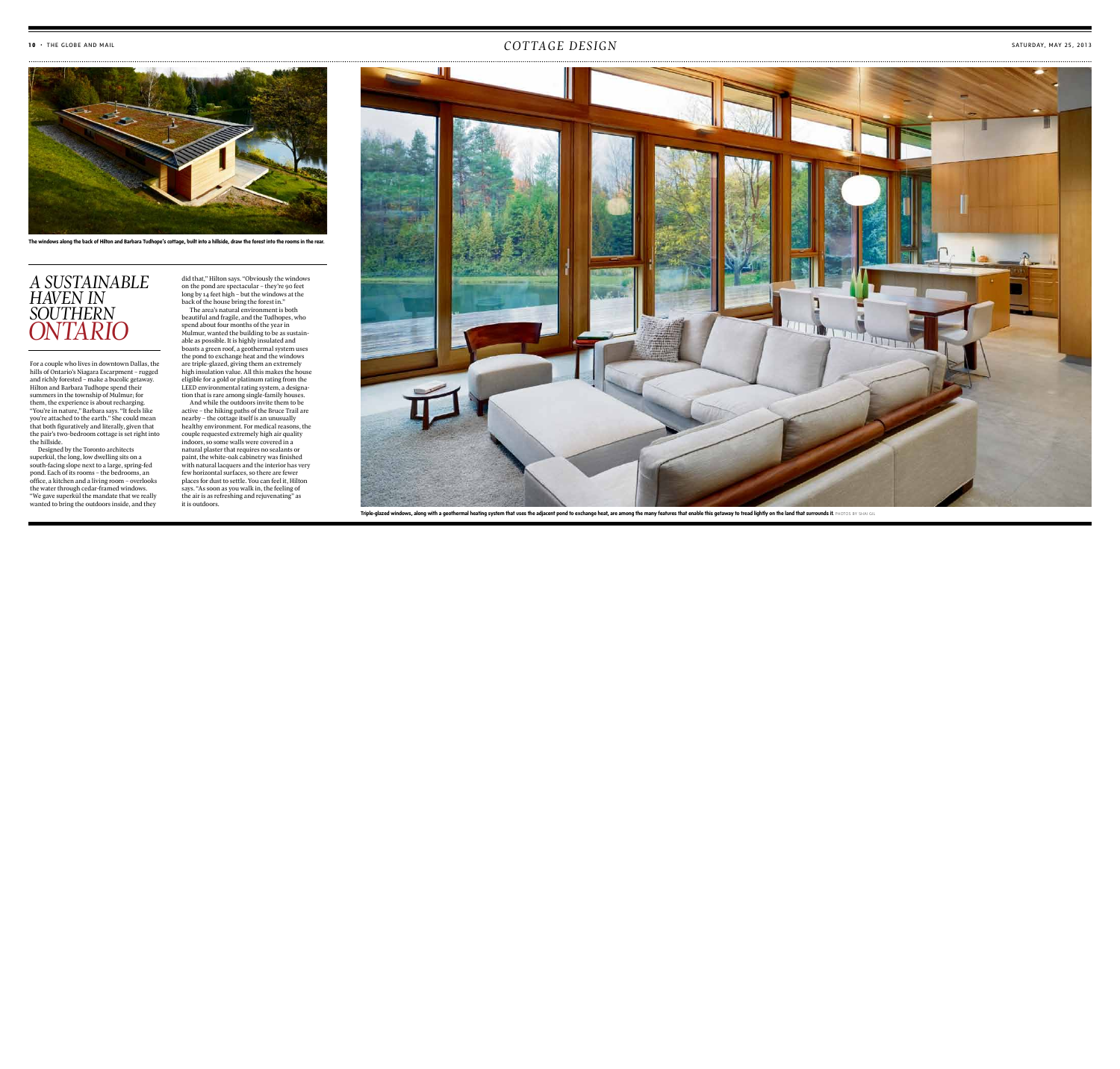The windows along the back of Hilton and Barbara Tudhope's cottage, built into a hillside, draw the forest into the rooms in the rear.

# *A SUSTAINABLE HAVEN IN SOUTHERN ONTARIO*

For a couple who lives in downtown Dallas, the hills of Ontario's Niagara Escarpment – rugged and richly forested – make a bucolic getaway. Hilton and Barbara Tudhope spend their summers in the township of Mulmur; for them, the experience is about recharging. "You're in nature," Barbara says. "It feels like you're attached to the earth." She could mean that both figuratively and literally, given that the pair's two-bedroom cottage is set right into the hillside.

Designed by the Toronto architects superkül, the long, low dwelling sits on a south-facing slope next to a large, spring-fed pond. Each of its rooms – the bedrooms, an office, a kitchen and a living room – overlooks the water through cedar-framed windows. "We gave superkül the mandate that we really wanted to bring the outdoors inside, and they did that," Hilton says. "Obviously the windows on the pond are spectacular – they're 90 feet long by 14 feet high – but the windows at the back of the house bring the forest in."

The area's natural environment is both beautiful and fragile, and the Tudhopes, who spend about four months of the year in Mulmur, wanted the building to be as sustainable as possible. It is highly insulated and boasts a green roof, a geothermal system uses the pond to exchange heat and the windows are triple-glazed, giving them an extremely high insulation value. All this makes the house eligible for a gold or platinum rating from the LEED environmental rating system, a designation that is rare among single-family houses.

And while the outdoors invite them to be active – the hiking paths of the Bruce Trail are nearby – the cottage itself is an unusually healthy environment. For medical reasons, the couple requested extremely high air quality indoors, so some walls were covered in a natural plaster that requires no sealants or paint, the white-oak cabinetry was finished with natural lacquers and the interior has very few horizontal surfaces, so there are fewer places for dust to settle. You can feel it, Hilton says. "As soon as you walk in, the feeling of the air is as refreshing and rejuvenating" as it is outdoors.

**Triple-glazed windows, along with a geothermal heating system that uses the adjacent pond to exchange heat, are among the many features that enable this getaway to tread lightly on the land that surrounds it.** PHOTOS BY SHAI GIL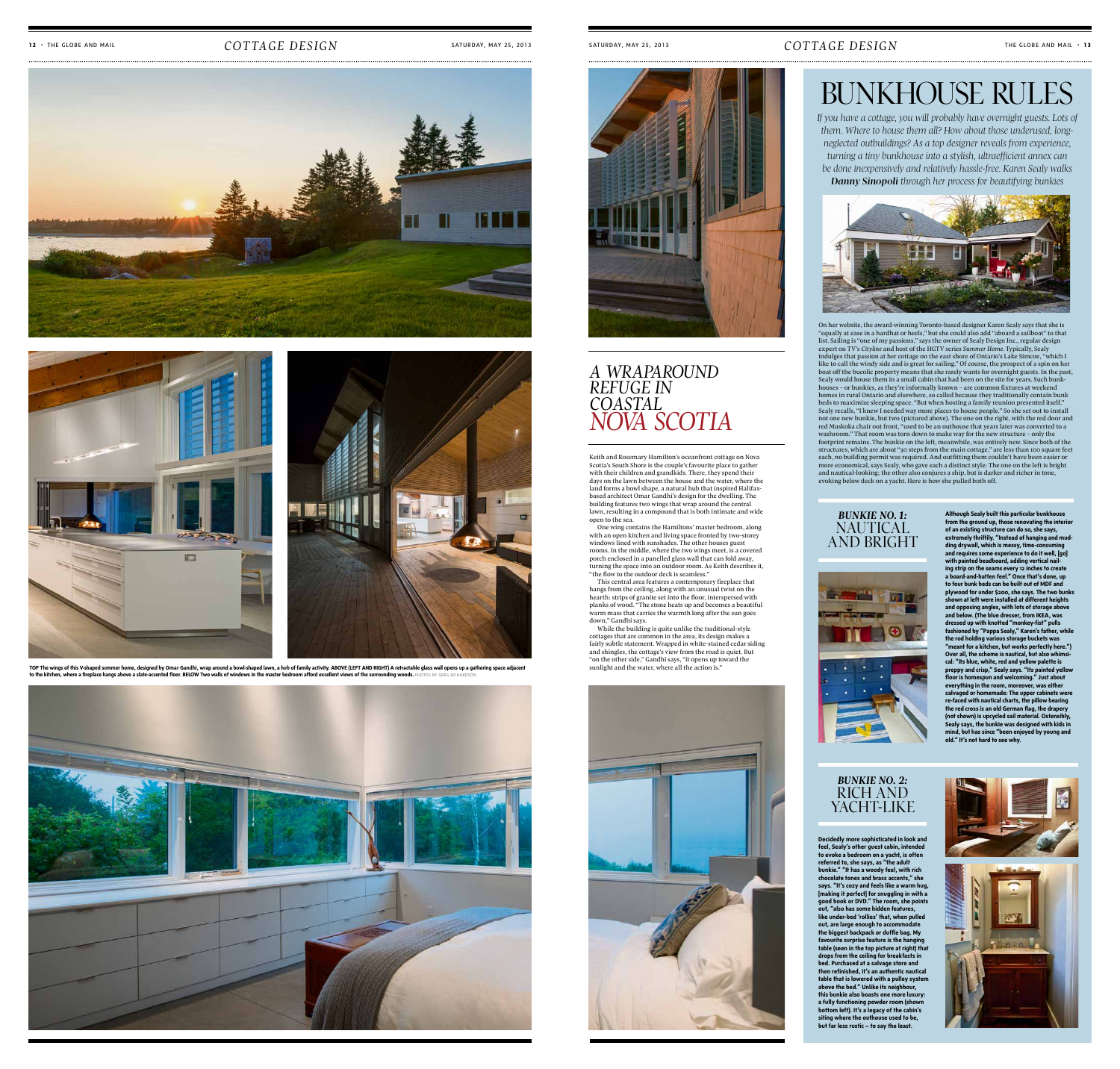# A WRAPAROUND REFUGE IN COASTAL NOVA SCOTIA

Keith and Rosemary Hamilton's oceanfront cottage on Nova Scotia's South Shore is the couple's favourite place to gather with their children and grandkids. There, they spend their days on the lawn between the house and the water, where the land forms a bowl shape, a natural hub that inspired Halifax-based architect Omar Gandhi's design for the dwelling. The building features two wings that wrap around the central lawn, resulting in a compound that is both intimate and wide open to the sea.

One wing contains the Hamiltons' master bedroom, along with an open kitchen and living space fronted by two-storey windows lined with sunshades. The other houses guest rooms. In the middle, where the two wings meet, is a covered porch enclosed in a panelled glass wall that can fold away, turning the space into an outdoor room. As Keith describes it, "the flow to the outdoor deck is seamless."

This central area features a contemporary fireplace that hangs from the ceiling, along with an unusual twist on the hearth: strips of granite set into the floor, interspersed with planks of wood. "The stone heats up and becomes a beautiful warm mass that carries the warmth long after the sun goes down," Gandhi says.

While the building is quite unlike the traditional-style cottages that are common in the area, its design makes a fairly subtle statement. Wrapped in white-stained cedar siding and shingles, the cottage's view from the road is quiet. But "on the other side," Gandhi says, "it opens up toward the sunlight and the water, where all the action is."

**TOP** The wings of this V-shaped summer home, designed by Omar Gandhi, wrap around a bowl-shaped lawn, a hub of family activity. **ABOVE (LEFT AND RIGHT)** A retractable glass wall opens up a gathering space adjacent to the kitchen, where a fireplace hangs above a slate-accented floor. **BELOW** Two walls of windows in the master bedroom afford excellent views of the surrounding woods. PHOTOS BY GREG RICHARDSON

# BUNKHOUSE RULES

*If you have a cottage, you will probably have overnight guests. Lots of them. Where to house them all? How about those underused, long-neglected outbuildings? As a top designer reveals from experience, turning a tiny bunkhouse into a stylish, ultraefficient annex can be done inexpensively and relatively hassle-free. Karen Sealy walks **Danny Sinopoli** through her process for beautifying bunkies*

On her website, the award-winning Toronto-based designer Karen Sealy says that she is "equally at ease in a hardhat or heels," but she could also add "aboard a sailboat" to that list. Sailing is "one of my passions," says the owner of Sealy Design Inc., regular design expert on TV's *Cityline* and host of the HGTV series *Summer Home*. Typically, Sealy indulges that passion at her cottage on the east shore of Ontario's Lake Simcoe, "which I like to call the windy side and is great for sailing." Of course, the prospect of a spin on her boat off the bucolic property means that she rarely wants for overnight guests. In the past, Sealy would house them in a small cabin that had been on the site for years. Such bunkhouses – or bunkies, as they're informally known – are common fixtures at weekend homes in rural Ontario and elsewhere, so called because they traditionally contain bunk beds to maximize sleeping space. "But when hosting a family reunion presented itself," Sealy recalls, "I knew I needed way more places to house people." So she set out to install not one new bunkie, but two (pictured above). The one on the right, with the red door and red Muskoka chair out front, "used to be an outhouse that years later was converted to a washroom." That room was torn down to make way for the new structure – only the footprint remains. The bunkie on the left, meanwhile, was entirely new. Since both of the structures, which are about "30 steps from the main cottage," are less than 100 square feet each, no building permit was required. And outfitting them couldn't have been easier or more economical, says Sealy, who gave each a distinct style: The one on the left is bright and nautical-looking; the other also conjures a ship, but is darker and richer in tone, evoking below deck on a yacht. Here is how she pulled both off.

## *BUNKIE NO. 1:* NAUTICAL AND BRIGHT

**Although Sealy built this particular bunkhouse from the ground up, those renovating the interior of an existing structure can do so, she says, extremely thriftily. "Instead of hanging and mudding drywall, which is messy, time-consuming and requires some experience to do it well, [go] with painted beadboard, adding vertical nailing strip on the seams every 12 inches to create a board-and-batten feel." Once that's done, up to four bunk beds can be built out of MDF and plywood for under $200, she says. The two bunks shown at left were installed at different heights and opposing angles, with lots of storage above and below. (The blue dresser, from IKEA, was dressed up with knotted "monkey-fist" pulls fashioned by "Pappa Sealy," Karen's father, while the rod holding various storage buckets was "meant for a kitchen, but works perfectly here.") Over all, the scheme is nautical, but also whimsical: "Its blue, white, red and yellow palette is preppy and crisp," Sealy says. "Its painted yellow floor is homespun and welcoming." Just about everything in the room, moreover, was either salvaged or homemade: The upper cabinets were re-faced with nautical charts, the pillow bearing the red cross is an old German flag, the drapery (not shown) is upcycled sail material. Ostensibly, Sealy says, the bunkie was designed with kids in mind, but has since "been enjoyed by young and old." It's not hard to see why.**

## *BUNKIE NO. 2:* RICH AND YACHT-LIKE

**Decidedly more sophisticated in look and feel, Sealy's other guest cabin, intended to evoke a bedroom on a yacht, is often referred to, she says, as "the adult bunkie." "It has a woody feel, with rich chocolate tones and brass accents," she says. "It's cozy and feels like a warm hug, [making it perfect] for snuggling in with a good book or DVD." The room, she points out, "also has some hidden features, like under-bed 'rollies' that, when pulled out, are large enough to accommodate the biggest backpack or duffle bag. My favourite surprise feature is the hanging table (seen in the top picture at right) that drops from the ceiling for breakfasts in bed. Purchased at a salvage store and then refinished, it's an authentic nautical table that is lowered with a pulley system above the bed." Unlike its neighbour, this bunkie also boasts one more luxury: a fully functioning powder room (shown bottom left). It's a legacy of the cabin's siting where the outhouse used to be, but far less rustic – to say the least.**